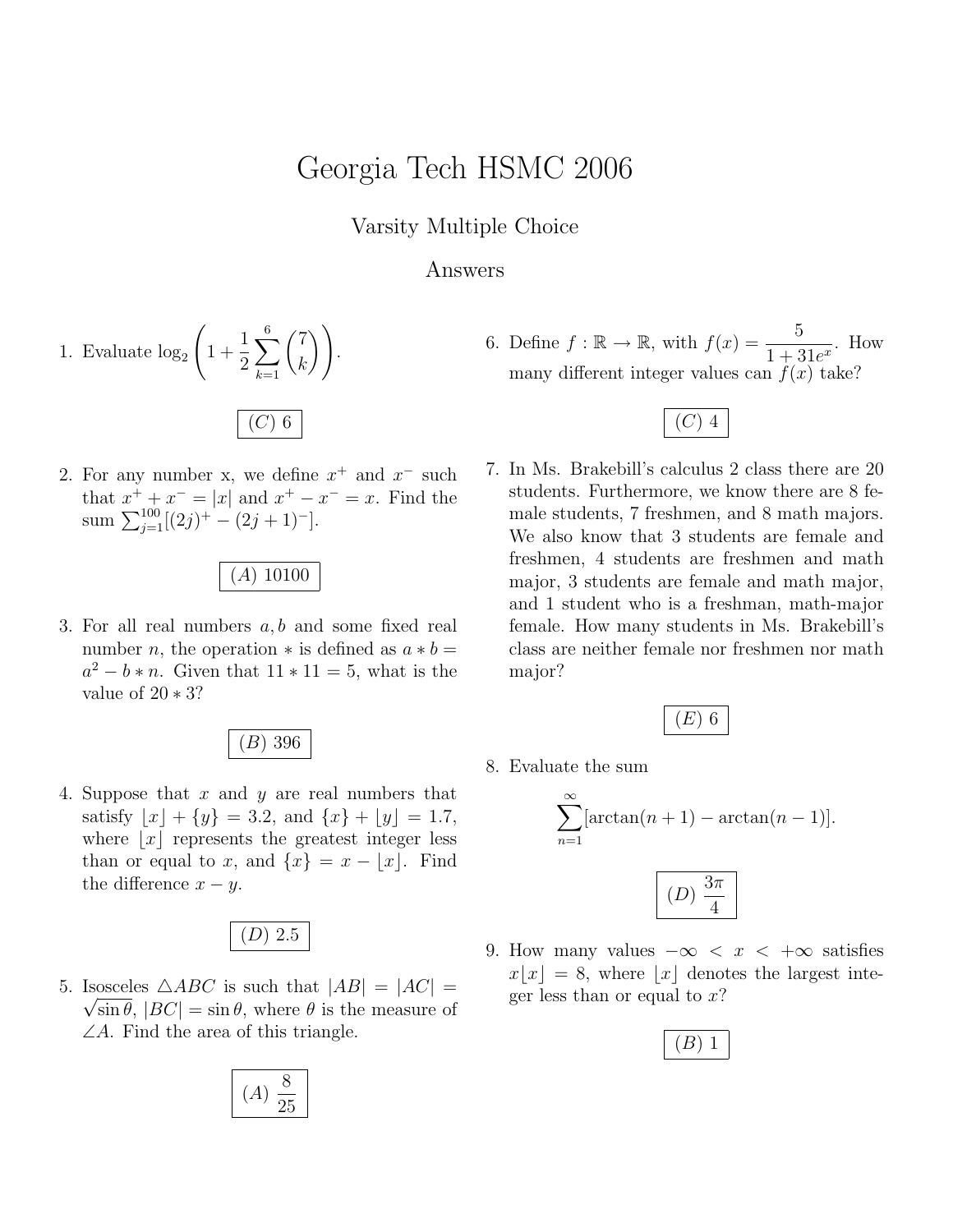# Georgia Tech HSMC 2006

## Varsity Multiple Choice

## Answers

1. Evaluate $\log_2\left(1+\frac{1}{2}\sum_{k=1}^{6}\binom{7}{k}\right)$.

   $(C)\ 6$

2. For any number x, we define $x^+$ and $x^-$ such that $x^+ + x^- = |x|$ and $x^+ - x^- = x$. Find the sum $\sum_{j=1}^{100}[(2j)^+ - (2j+1)^-]$.

   $(A)\ 10100$

3. For all real numbers $a, b$ and some fixed real number $n$, the operation $*$ is defined as $a * b = a^2 - b * n$. Given that $11 * 11 = 5$, what is the value of $20 * 3$?

   $(B)\ 396$

4. Suppose that $x$ and $y$ are real numbers that satisfy $\lfloor x \rfloor + \{y\} = 3.2$, and $\{x\} + \lfloor y \rfloor = 1.7$, where $\lfloor x \rfloor$ represents the greatest integer less than or equal to $x$, and $\{x\} = x - \lfloor x \rfloor$. Find the difference $x - y$.

   $(D)\ 2.5$

5. Isosceles $\triangle ABC$ is such that $|AB| = |AC| = \sqrt{\sin\theta}$, $|BC| = \sin\theta$, where $\theta$ is the measure of $\angle A$. Find the area of this triangle.

   $(A)\ \frac{8}{25}$

6. Define $f : \mathbb{R} \to \mathbb{R}$, with $f(x) = \frac{5}{1+31e^x}$. How many different integer values can $f(x)$ take?

   $(C)\ 4$

7. In Ms. Brakebill's calculus 2 class there are 20 students. Furthermore, we know there are 8 female students, 7 freshmen, and 8 math majors. We also know that 3 students are female and freshmen, 4 students are freshmen and math major, 3 students are female and math major, and 1 student who is a freshman, math-major female. How many students in Ms. Brakebill's class are neither female nor freshmen nor math major?

   $(E)\ 6$

8. Evaluate the sum

$$\sum_{n=1}^{\infty}[\arctan(n+1) - \arctan(n-1)].$$

   $(D)\ \frac{3\pi}{4}$

9. How many values $-\infty < x < +\infty$ satisfies $x\lfloor x \rfloor = 8$, where $\lfloor x \rfloor$ denotes the largest integer less than or equal to $x$?

   $(B)\ 1$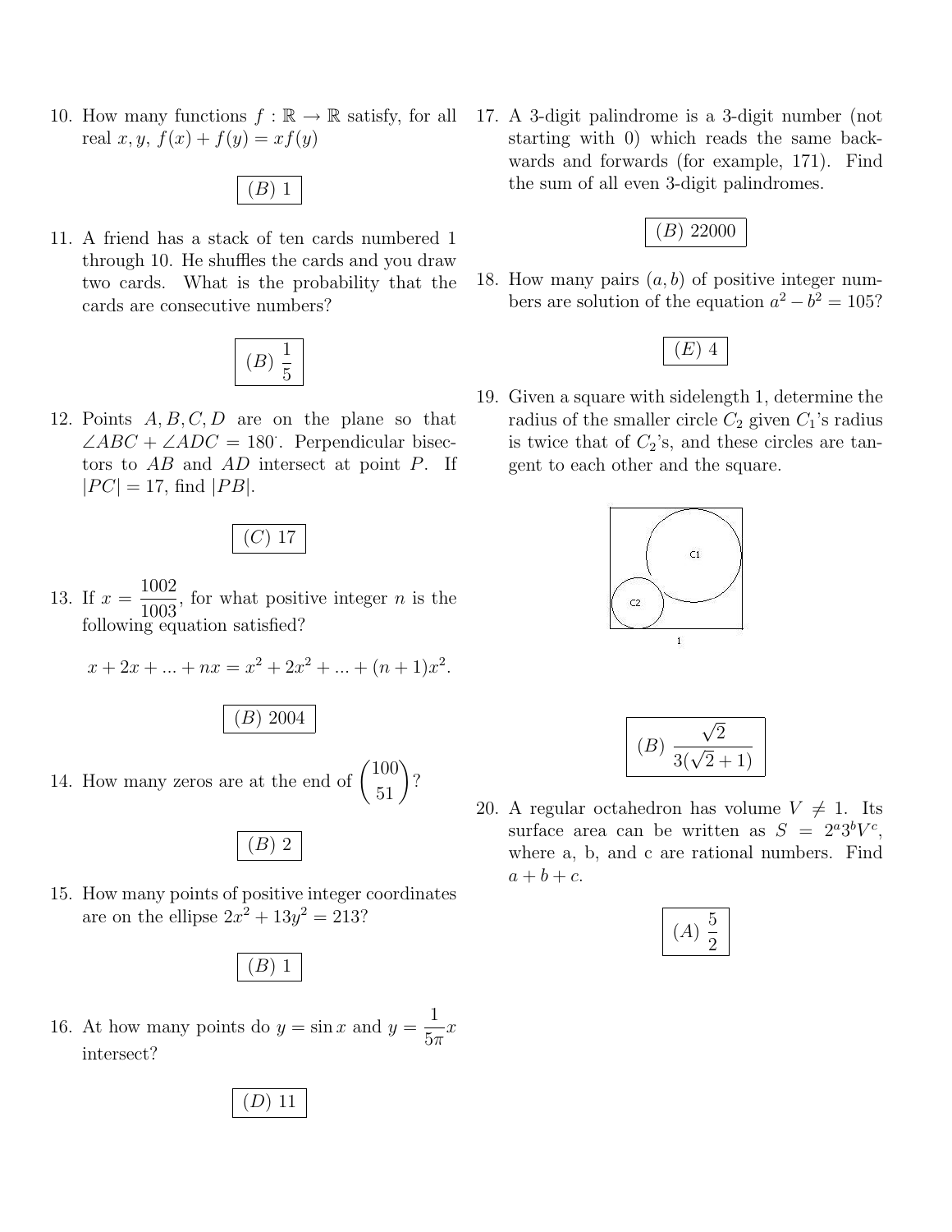10. How many functions $f : \mathbb{R} \to \mathbb{R}$ satisfy, for all real $x, y$, $f(x) + f(y) = xf(y)$

$(B)$ 1

11. A friend has a stack of ten cards numbered 1 through 10. He shuffles the cards and you draw two cards. What is the probability that the cards are consecutive numbers?

$(B)$ $\frac{1}{5}$

12. Points $A, B, C, D$ are on the plane so that $\angle ABC + \angle ADC = 180^{\circ}$. Perpendicular bisectors to $AB$ and $AD$ intersect at point $P$. If $|PC| = 17$, find $|PB|$.

$(C)$ 17

13. If $x = \frac{1002}{1003}$, for what positive integer $n$ is the following equation satisfied?

$$x + 2x + ... + nx = x^2 + 2x^2 + ... + (n+1)x^2.$$

$(B)$ 2004

14. How many zeros are at the end of $\binom{100}{51}$?

$(B)$ 2

15. How many points of positive integer coordinates are on the ellipse $2x^2 + 13y^2 = 213$?

$(B)$ 1

16. At how many points do $y = \sin x$ and $y = \frac{1}{5\pi}x$ intersect?

$(D)$ 11

17. A 3-digit palindrome is a 3-digit number (not starting with 0) which reads the same backwards and forwards (for example, 171). Find the sum of all even 3-digit palindromes.

$(B)$ 22000

18. How many pairs $(a, b)$ of positive integer numbers are solution of the equation $a^2 - b^2 = 105$?

$(E)$ 4

19. Given a square with sidelength 1, determine the radius of the smaller circle $C_2$ given $C_1$'s radius is twice that of $C_2$'s, and these circles are tangent to each other and the square.

C1

C2

1

$(B)$ $\frac{\sqrt{2}}{3(\sqrt{2}+1)}$

20. A regular octahedron has volume $V \neq 1$. Its surface area can be written as $S = 2^a 3^b V^c$, where a, b, and c are rational numbers. Find $a + b + c$.

$(A)$ $\frac{5}{2}$